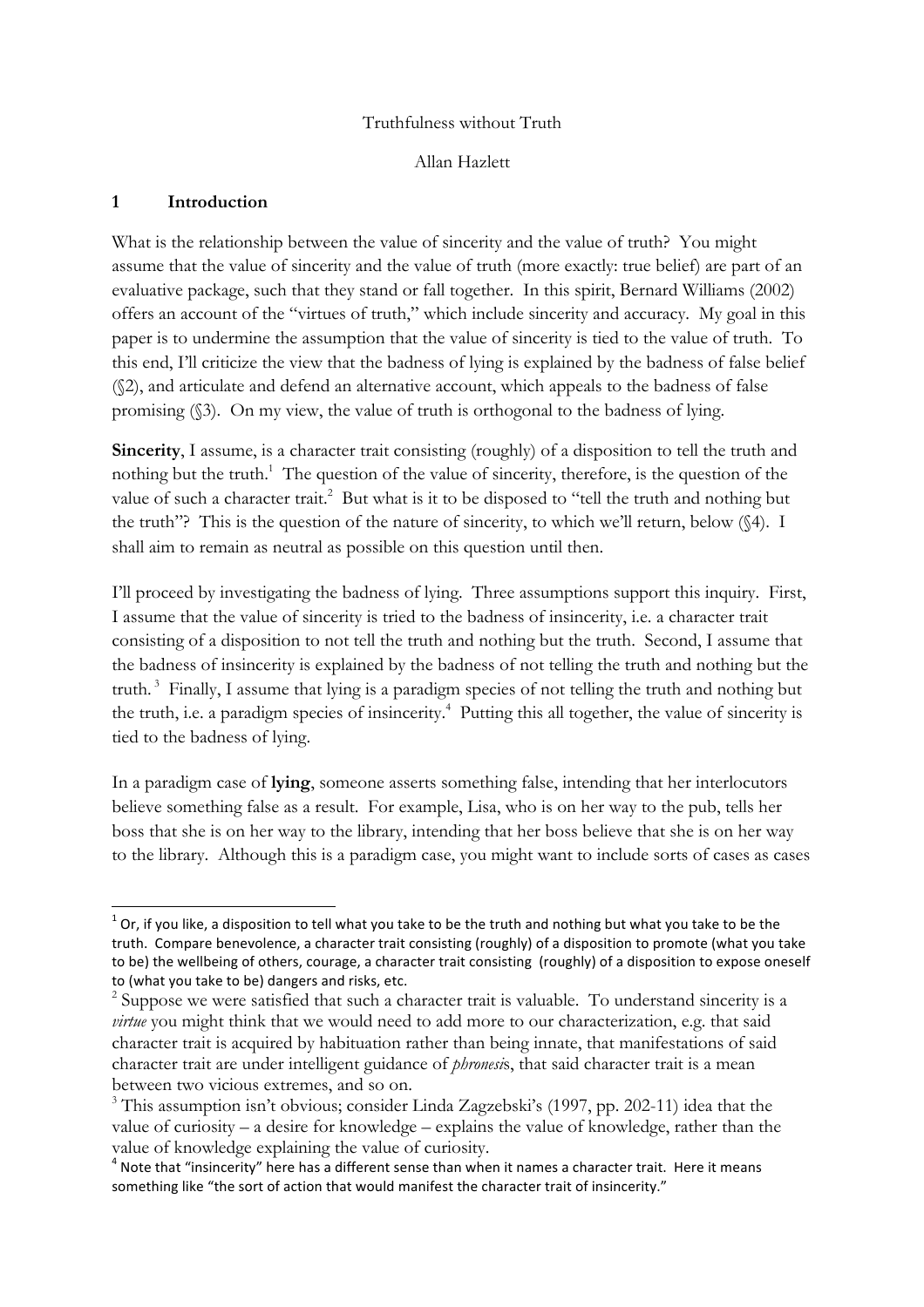Truthfulness without Truth

Allan Hazlett

## 1 Introduction

What is the relationship between the value of sincerity and the value of truth? You might assume that the value of sincerity and the value of truth (more exactly: true belief) are part of an evaluative package, such that they stand or fall together. In this spirit, Bernard Williams (2002) offers an account of the "virtues of truth," which include sincerity and accuracy. My goal in this paper is to undermine the assumption that the value of sincerity is tied to the value of truth. To this end, I'll criticize the view that the badness of lying is explained by the badness of false belief (§2), and articulate and defend an alternative account, which appeals to the badness of false promising (§3). On my view, the value of truth is orthogonal to the badness of lying.

**Sincerity**, I assume, is a character trait consisting (roughly) of a disposition to tell the truth and nothing but the truth.[1] The question of the value of sincerity, therefore, is the question of the value of such a character trait.[2] But what is it to be disposed to "tell the truth and nothing but the truth"? This is the question of the nature of sincerity, to which we'll return, below (§4). I shall aim to remain as neutral as possible on this question until then.

I'll proceed by investigating the badness of lying. Three assumptions support this inquiry. First, I assume that the value of sincerity is tried to the badness of insincerity, i.e. a character trait consisting of a disposition to not tell the truth and nothing but the truth. Second, I assume that the badness of insincerity is explained by the badness of not telling the truth and nothing but the truth.[3] Finally, I assume that lying is a paradigm species of not telling the truth and nothing but the truth, i.e. a paradigm species of insincerity.[4] Putting this all together, the value of sincerity is tied to the badness of lying.

In a paradigm case of **lying**, someone asserts something false, intending that her interlocutors believe something false as a result. For example, Lisa, who is on her way to the pub, tells her boss that she is on her way to the library, intending that her boss believe that she is on her way to the library. Although this is a paradigm case, you might want to include sorts of cases as cases

---

[1] Or, if you like, a disposition to tell what you take to be the truth and nothing but what you take to be the truth. Compare benevolence, a character trait consisting (roughly) of a disposition to promote (what you take to be) the wellbeing of others, courage, a character trait consisting (roughly) of a disposition to expose oneself to (what you take to be) dangers and risks, etc.

[2] Suppose we were satisfied that such a character trait is valuable. To understand sincerity is a *virtue* you might think that we would need to add more to our characterization, e.g. that said character trait is acquired by habituation rather than being innate, that manifestations of said character trait are under intelligent guidance of *phronesis*, that said character trait is a mean between two vicious extremes, and so on.

[3] This assumption isn't obvious; consider Linda Zagzebski's (1997, pp. 202-11) idea that the value of curiosity – a desire for knowledge – explains the value of knowledge, rather than the value of knowledge explaining the value of curiosity.

[4] Note that "insincerity" here has a different sense than when it names a character trait. Here it means something like "the sort of action that would manifest the character trait of insincerity."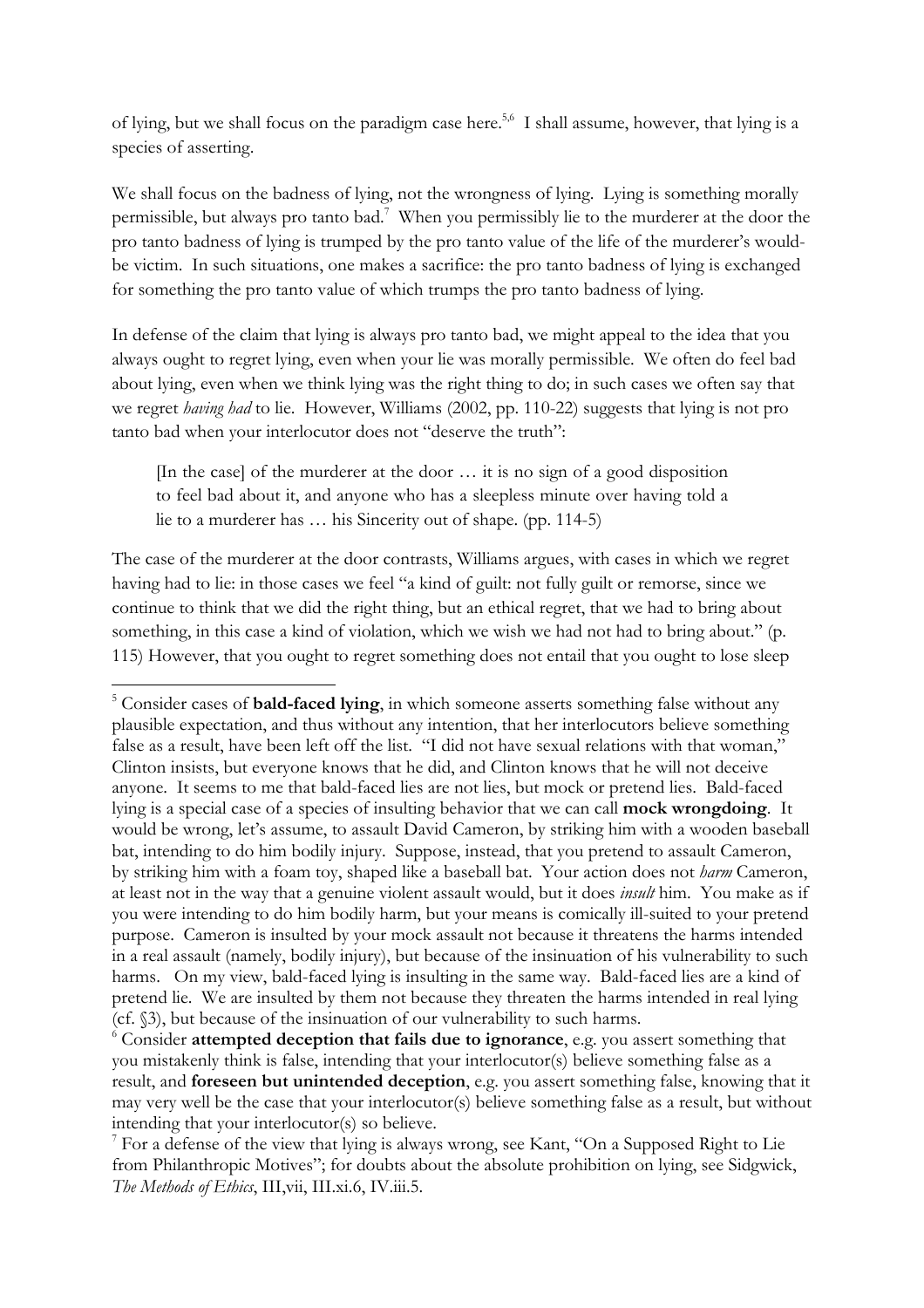of lying, but we shall focus on the paradigm case here.[5,6] I shall assume, however, that lying is a species of asserting.

We shall focus on the badness of lying, not the wrongness of lying. Lying is something morally permissible, but always pro tanto bad.[7] When you permissibly lie to the murderer at the door the pro tanto badness of lying is trumped by the pro tanto value of the life of the murderer's would-be victim. In such situations, one makes a sacrifice: the pro tanto badness of lying is exchanged for something the pro tanto value of which trumps the pro tanto badness of lying.

In defense of the claim that lying is always pro tanto bad, we might appeal to the idea that you always ought to regret lying, even when your lie was morally permissible. We often do feel bad about lying, even when we think lying was the right thing to do; in such cases we often say that we regret *having had* to lie. However, Williams (2002, pp. 110-22) suggests that lying is not pro tanto bad when your interlocutor does not "deserve the truth":

> [In the case] of the murderer at the door … it is no sign of a good disposition to feel bad about it, and anyone who has a sleepless minute over having told a lie to a murderer has … his Sincerity out of shape. (pp. 114-5)

The case of the murderer at the door contrasts, Williams argues, with cases in which we regret having had to lie: in those cases we feel "a kind of guilt: not fully guilt or remorse, since we continue to think that we did the right thing, but an ethical regret, that we had to bring about something, in this case a kind of violation, which we wish we had not had to bring about." (p. 115) However, that you ought to regret something does not entail that you ought to lose sleep

---

[5] Consider cases of **bald-faced lying**, in which someone asserts something false without any plausible expectation, and thus without any intention, that her interlocutors believe something false as a result, have been left off the list. "I did not have sexual relations with that woman," Clinton insists, but everyone knows that he did, and Clinton knows that he will not deceive anyone. It seems to me that bald-faced lies are not lies, but mock or pretend lies. Bald-faced lying is a special case of a species of insulting behavior that we can call **mock wrongdoing**. It would be wrong, let's assume, to assault David Cameron, by striking him with a wooden baseball bat, intending to do him bodily injury. Suppose, instead, that you pretend to assault Cameron, by striking him with a foam toy, shaped like a baseball bat. Your action does not *harm* Cameron, at least not in the way that a genuine violent assault would, but it does *insult* him. You make as if you were intending to do him bodily harm, but your means is comically ill-suited to your pretend purpose. Cameron is insulted by your mock assault not because it threatens the harms intended in a real assault (namely, bodily injury), but because of the insinuation of his vulnerability to such harms. On my view, bald-faced lying is insulting in the same way. Bald-faced lies are a kind of pretend lie. We are insulted by them not because they threaten the harms intended in real lying (cf. §3), but because of the insinuation of our vulnerability to such harms.

[6] Consider **attempted deception that fails due to ignorance**, e.g. you assert something that you mistakenly think is false, intending that your interlocutor(s) believe something false as a result, and **foreseen but unintended deception**, e.g. you assert something false, knowing that it may very well be the case that your interlocutor(s) believe something false as a result, but without intending that your interlocutor(s) so believe.

[7] For a defense of the view that lying is always wrong, see Kant, "On a Supposed Right to Lie from Philanthropic Motives"; for doubts about the absolute prohibition on lying, see Sidgwick, *The Methods of Ethics*, III,vii, III.xi.6, IV.iii.5.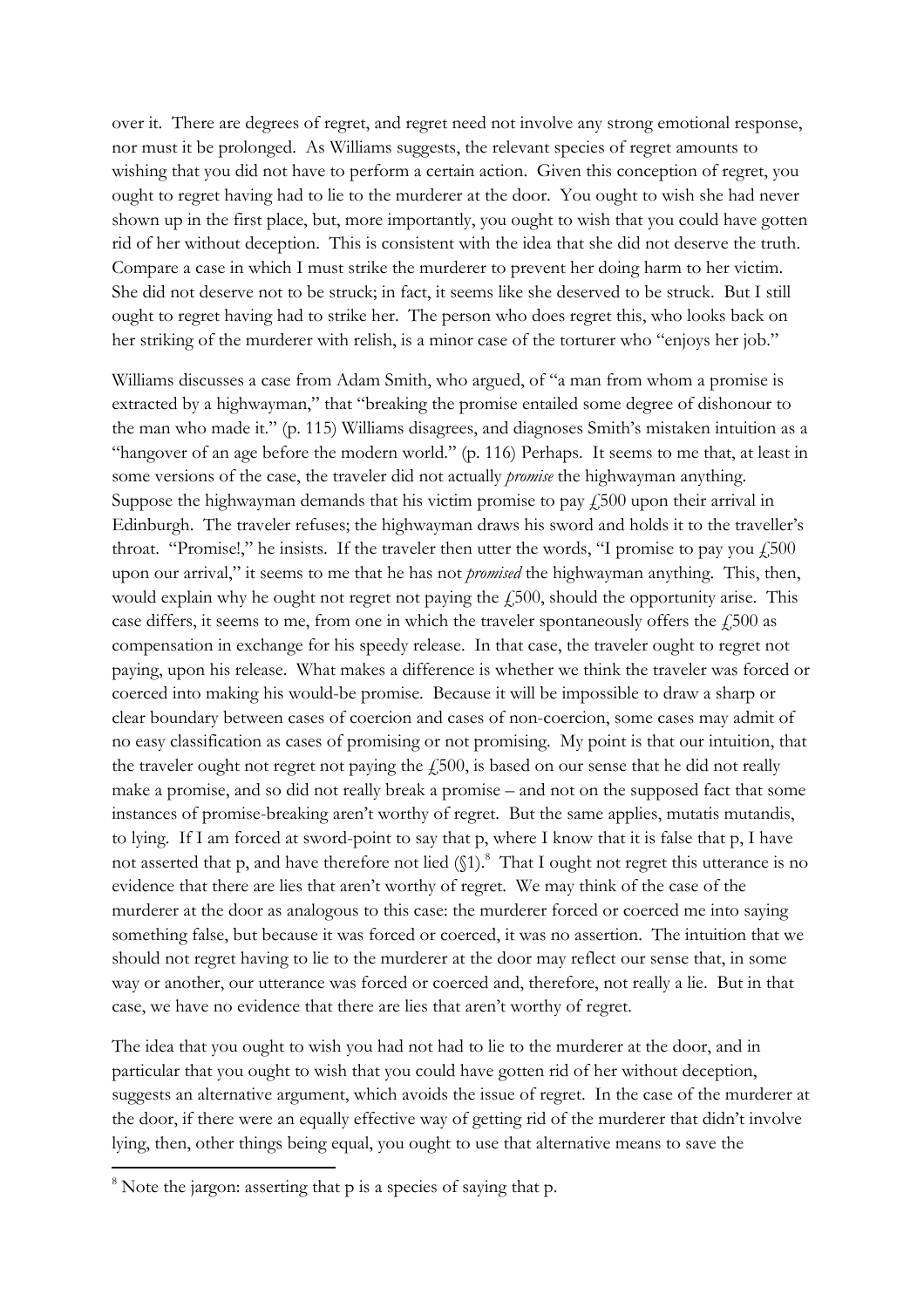over it. There are degrees of regret, and regret need not involve any strong emotional response, nor must it be prolonged. As Williams suggests, the relevant species of regret amounts to wishing that you did not have to perform a certain action. Given this conception of regret, you ought to regret having had to lie to the murderer at the door. You ought to wish she had never shown up in the first place, but, more importantly, you ought to wish that you could have gotten rid of her without deception. This is consistent with the idea that she did not deserve the truth. Compare a case in which I must strike the murderer to prevent her doing harm to her victim. She did not deserve not to be struck; in fact, it seems like she deserved to be struck. But I still ought to regret having had to strike her. The person who does regret this, who looks back on her striking of the murderer with relish, is a minor case of the torturer who "enjoys her job."

Williams discusses a case from Adam Smith, who argued, of "a man from whom a promise is extracted by a highwayman," that "breaking the promise entailed some degree of dishonour to the man who made it." (p. 115) Williams disagrees, and diagnoses Smith's mistaken intuition as a "hangover of an age before the modern world." (p. 116) Perhaps. It seems to me that, at least in some versions of the case, the traveler did not actually *promise* the highwayman anything. Suppose the highwayman demands that his victim promise to pay £500 upon their arrival in Edinburgh. The traveler refuses; the highwayman draws his sword and holds it to the traveller's throat. "Promise!," he insists. If the traveler then utter the words, "I promise to pay you £500 upon our arrival," it seems to me that he has not *promised* the highwayman anything. This, then, would explain why he ought not regret not paying the £500, should the opportunity arise. This case differs, it seems to me, from one in which the traveler spontaneously offers the £500 as compensation in exchange for his speedy release. In that case, the traveler ought to regret not paying, upon his release. What makes a difference is whether we think the traveler was forced or coerced into making his would-be promise. Because it will be impossible to draw a sharp or clear boundary between cases of coercion and cases of non-coercion, some cases may admit of no easy classification as cases of promising or not promising. My point is that our intuition, that the traveler ought not regret not paying the £500, is based on our sense that he did not really make a promise, and so did not really break a promise – and not on the supposed fact that some instances of promise-breaking aren't worthy of regret. But the same applies, mutatis mutandis, to lying. If I am forced at sword-point to say that p, where I know that it is false that p, I have not asserted that p, and have therefore not lied (§1).[8] That I ought not regret this utterance is no evidence that there are lies that aren't worthy of regret. We may think of the case of the murderer at the door as analogous to this case: the murderer forced or coerced me into saying something false, but because it was forced or coerced, it was no assertion. The intuition that we should not regret having to lie to the murderer at the door may reflect our sense that, in some way or another, our utterance was forced or coerced and, therefore, not really a lie. But in that case, we have no evidence that there are lies that aren't worthy of regret.

The idea that you ought to wish you had not had to lie to the murderer at the door, and in particular that you ought to wish that you could have gotten rid of her without deception, suggests an alternative argument, which avoids the issue of regret. In the case of the murderer at the door, if there were an equally effective way of getting rid of the murderer that didn't involve lying, then, other things being equal, you ought to use that alternative means to save the

[8] Note the jargon: asserting that p is a species of saying that p.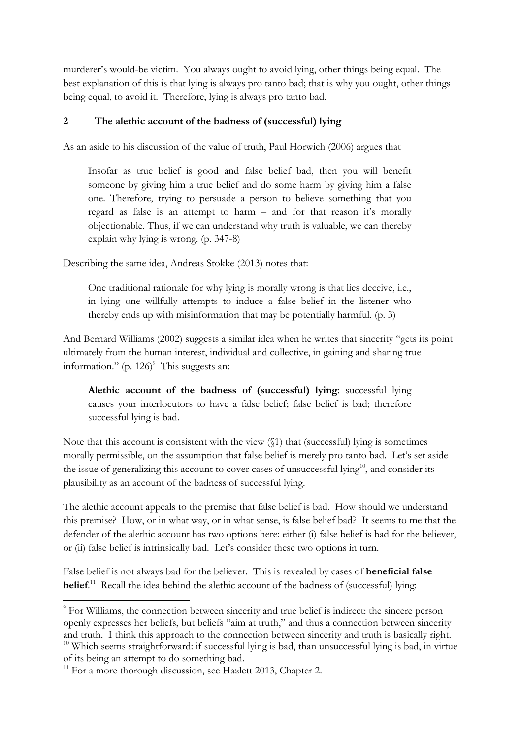murderer's would-be victim. You always ought to avoid lying, other things being equal. The best explanation of this is that lying is always pro tanto bad; that is why you ought, other things being equal, to avoid it. Therefore, lying is always pro tanto bad.

## 2 The alethic account of the badness of (successful) lying

As an aside to his discussion of the value of truth, Paul Horwich (2006) argues that

> Insofar as true belief is good and false belief bad, then you will benefit someone by giving him a true belief and do some harm by giving him a false one. Therefore, trying to persuade a person to believe something that you regard as false is an attempt to harm – and for that reason it's morally objectionable. Thus, if we can understand why truth is valuable, we can thereby explain why lying is wrong. (p. 347-8)

Describing the same idea, Andreas Stokke (2013) notes that:

> One traditional rationale for why lying is morally wrong is that lies deceive, i.e., in lying one willfully attempts to induce a false belief in the listener who thereby ends up with misinformation that may be potentially harmful. (p. 3)

And Bernard Williams (2002) suggests a similar idea when he writes that sincerity "gets its point ultimately from the human interest, individual and collective, in gaining and sharing true information." (p. 126)[9] This suggests an:

> **Alethic account of the badness of (successful) lying**: successful lying causes your interlocutors to have a false belief; false belief is bad; therefore successful lying is bad.

Note that this account is consistent with the view (§1) that (successful) lying is sometimes morally permissible, on the assumption that false belief is merely pro tanto bad. Let's set aside the issue of generalizing this account to cover cases of unsuccessful lying[10], and consider its plausibility as an account of the badness of successful lying.

The alethic account appeals to the premise that false belief is bad. How should we understand this premise? How, or in what way, or in what sense, is false belief bad? It seems to me that the defender of the alethic account has two options here: either (i) false belief is bad for the believer, or (ii) false belief is intrinsically bad. Let's consider these two options in turn.

False belief is not always bad for the believer. This is revealed by cases of **beneficial false belief**.[11] Recall the idea behind the alethic account of the badness of (successful) lying:

---

[9] For Williams, the connection between sincerity and true belief is indirect: the sincere person openly expresses her beliefs, but beliefs "aim at truth," and thus a connection between sincerity and truth. I think this approach to the connection between sincerity and truth is basically right.

[10] Which seems straightforward: if successful lying is bad, than unsuccessful lying is bad, in virtue of its being an attempt to do something bad.

[11] For a more thorough discussion, see Hazlett 2013, Chapter 2.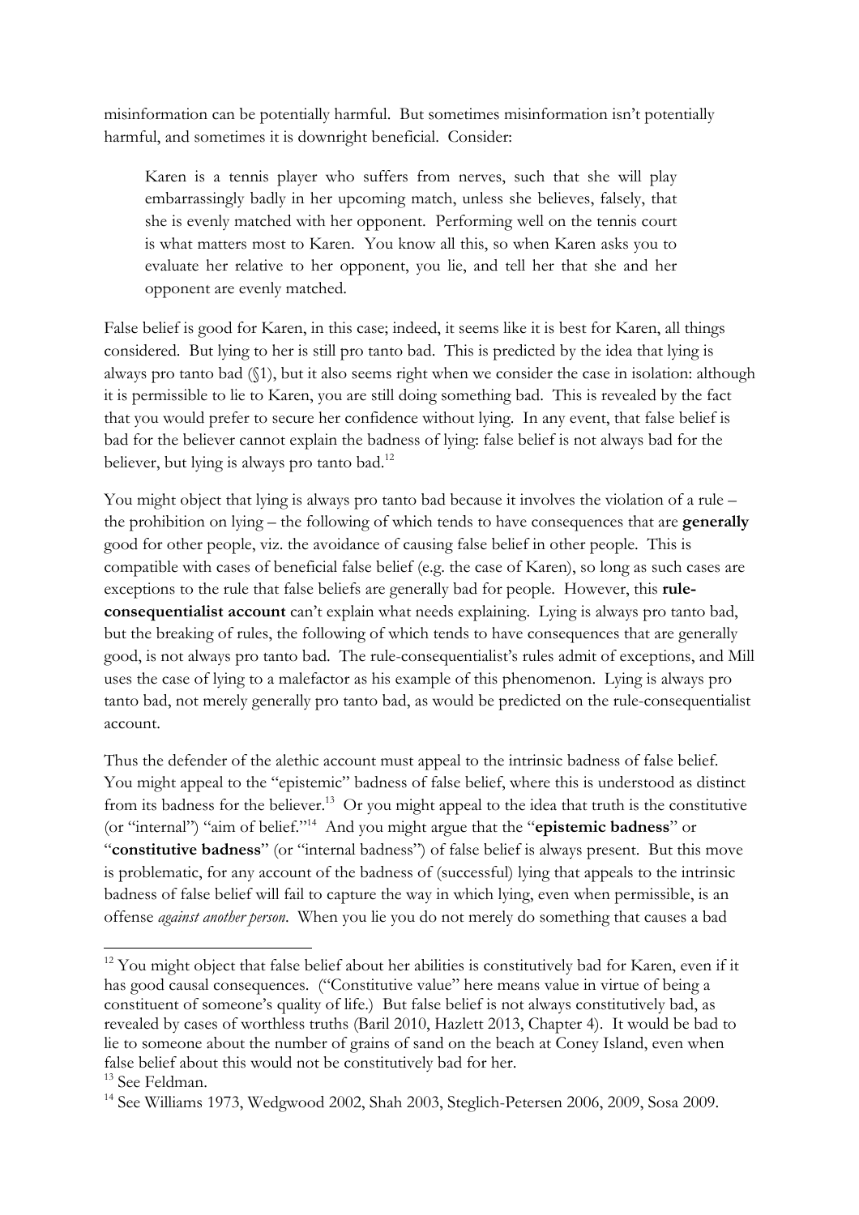misinformation can be potentially harmful. But sometimes misinformation isn't potentially harmful, and sometimes it is downright beneficial. Consider:

> Karen is a tennis player who suffers from nerves, such that she will play embarrassingly badly in her upcoming match, unless she believes, falsely, that she is evenly matched with her opponent. Performing well on the tennis court is what matters most to Karen. You know all this, so when Karen asks you to evaluate her relative to her opponent, you lie, and tell her that she and her opponent are evenly matched.

False belief is good for Karen, in this case; indeed, it seems like it is best for Karen, all things considered. But lying to her is still pro tanto bad. This is predicted by the idea that lying is always pro tanto bad (§1), but it also seems right when we consider the case in isolation: although it is permissible to lie to Karen, you are still doing something bad. This is revealed by the fact that you would prefer to secure her confidence without lying. In any event, that false belief is bad for the believer cannot explain the badness of lying: false belief is not always bad for the believer, but lying is always pro tanto bad.[12]

You might object that lying is always pro tanto bad because it involves the violation of a rule – the prohibition on lying – the following of which tends to have consequences that are **generally** good for other people, viz. the avoidance of causing false belief in other people. This is compatible with cases of beneficial false belief (e.g. the case of Karen), so long as such cases are exceptions to the rule that false beliefs are generally bad for people. However, this **rule-consequentialist account** can't explain what needs explaining. Lying is always pro tanto bad, but the breaking of rules, the following of which tends to have consequences that are generally good, is not always pro tanto bad. The rule-consequentialist's rules admit of exceptions, and Mill uses the case of lying to a malefactor as his example of this phenomenon. Lying is always pro tanto bad, not merely generally pro tanto bad, as would be predicted on the rule-consequentialist account.

Thus the defender of the alethic account must appeal to the intrinsic badness of false belief. You might appeal to the "epistemic" badness of false belief, where this is understood as distinct from its badness for the believer.[13] Or you might appeal to the idea that truth is the constitutive (or "internal") "aim of belief."[14] And you might argue that the "**epistemic badness**" or "**constitutive badness**" (or "internal badness") of false belief is always present. But this move is problematic, for any account of the badness of (successful) lying that appeals to the intrinsic badness of false belief will fail to capture the way in which lying, even when permissible, is an offense *against another person*. When you lie you do not merely do something that causes a bad

---

[12] You might object that false belief about her abilities is constitutively bad for Karen, even if it has good causal consequences. ("Constitutive value" here means value in virtue of being a constituent of someone's quality of life.) But false belief is not always constitutively bad, as revealed by cases of worthless truths (Baril 2010, Hazlett 2013, Chapter 4). It would be bad to lie to someone about the number of grains of sand on the beach at Coney Island, even when false belief about this would not be constitutively bad for her.

[13] See Feldman.

[14] See Williams 1973, Wedgwood 2002, Shah 2003, Steglich-Petersen 2006, 2009, Sosa 2009.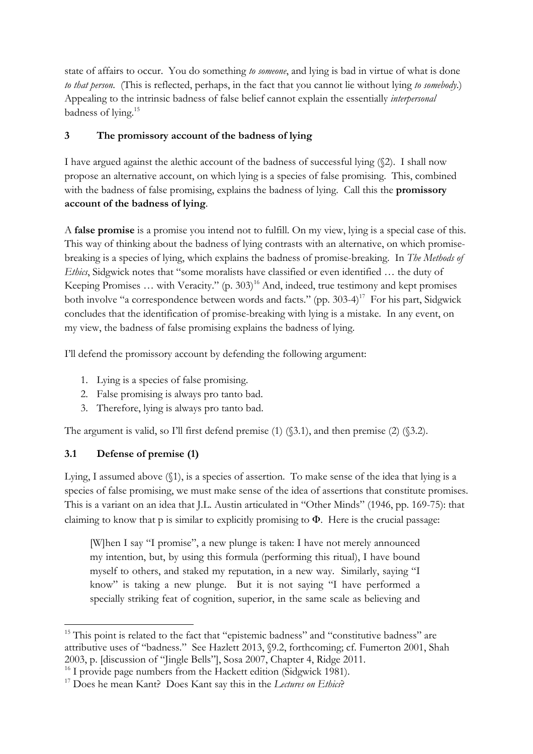state of affairs to occur. You do something *to someone*, and lying is bad in virtue of what is done *to that person*. (This is reflected, perhaps, in the fact that you cannot lie without lying *to somebody*.) Appealing to the intrinsic badness of false belief cannot explain the essentially *interpersonal* badness of lying.[15]

## 3 The promissory account of the badness of lying

I have argued against the alethic account of the badness of successful lying (§2). I shall now propose an alternative account, on which lying is a species of false promising. This, combined with the badness of false promising, explains the badness of lying. Call this the **promissory account of the badness of lying**.

A **false promise** is a promise you intend not to fulfill. On my view, lying is a special case of this. This way of thinking about the badness of lying contrasts with an alternative, on which promise-breaking is a species of lying, which explains the badness of promise-breaking. In *The Methods of Ethics*, Sidgwick notes that "some moralists have classified or even identified … the duty of Keeping Promises … with Veracity." (p. 303)[16] And, indeed, true testimony and kept promises both involve "a correspondence between words and facts." (pp. 303-4)[17] For his part, Sidgwick concludes that the identification of promise-breaking with lying is a mistake. In any event, on my view, the badness of false promising explains the badness of lying.

I'll defend the promissory account by defending the following argument:

1. Lying is a species of false promising.
2. False promising is always pro tanto bad.
3. Therefore, lying is always pro tanto bad.

The argument is valid, so I'll first defend premise (1) (§3.1), and then premise (2) (§3.2).

### 3.1 Defense of premise (1)

Lying, I assumed above (§1), is a species of assertion. To make sense of the idea that lying is a species of false promising, we must make sense of the idea of assertions that constitute promises. This is a variant on an idea that J.L. Austin articulated in "Other Minds" (1946, pp. 169-75): that claiming to know that p is similar to explicitly promising to $\Phi$. Here is the crucial passage:

> [W]hen I say "I promise", a new plunge is taken: I have not merely announced my intention, but, by using this formula (performing this ritual), I have bound myself to others, and staked my reputation, in a new way. Similarly, saying "I know" is taking a new plunge. But it is not saying "I have performed a specially striking feat of cognition, superior, in the same scale as believing and

---

[15] This point is related to the fact that "epistemic badness" and "constitutive badness" are attributive uses of "badness." See Hazlett 2013, §9.2, forthcoming; cf. Fumerton 2001, Shah 2003, p. [discussion of "Jingle Bells"], Sosa 2007, Chapter 4, Ridge 2011.

[16] I provide page numbers from the Hackett edition (Sidgwick 1981).

[17] Does he mean Kant? Does Kant say this in the *Lectures on Ethics*?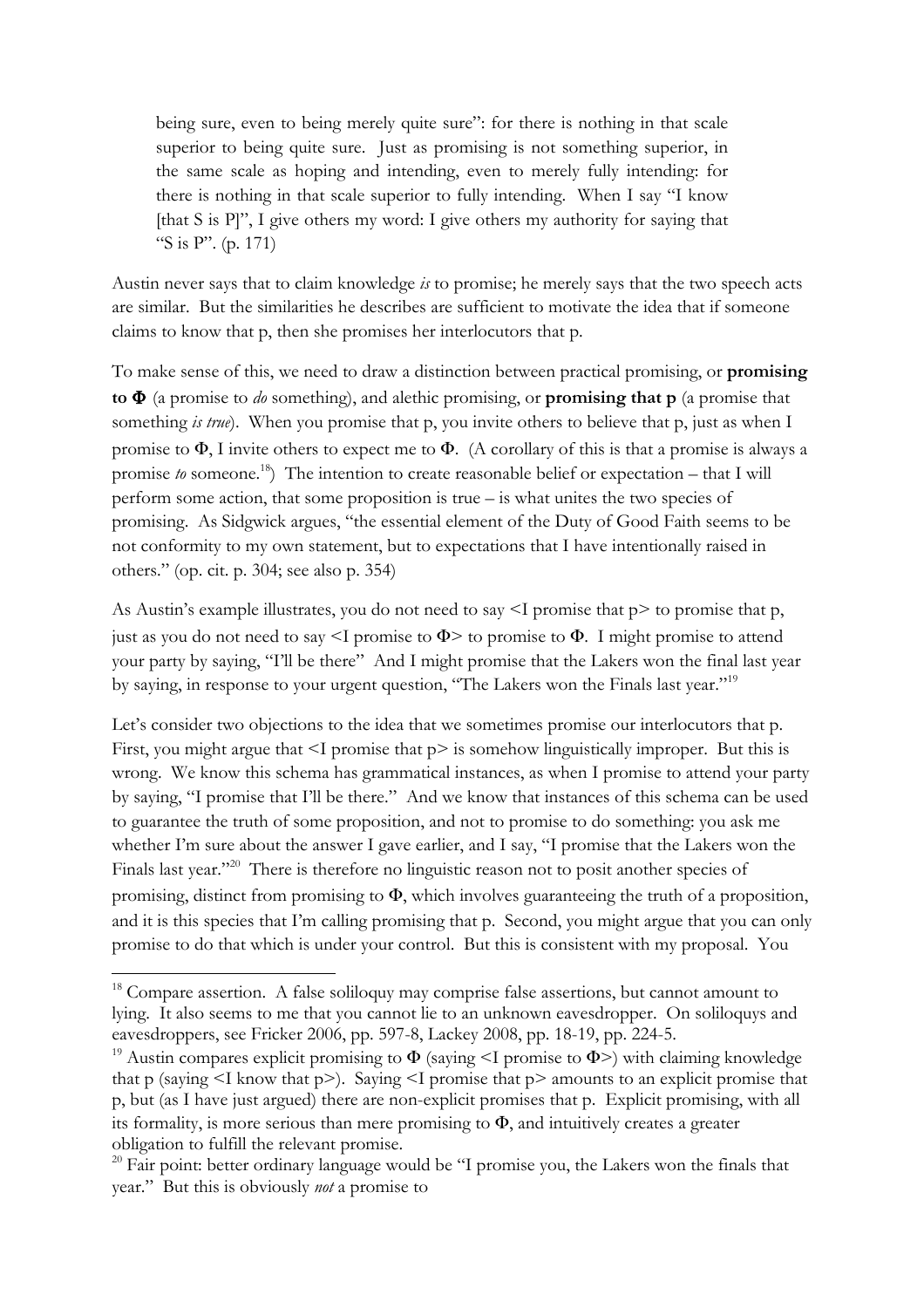being sure, even to being merely quite sure": for there is nothing in that scale superior to being quite sure. Just as promising is not something superior, in the same scale as hoping and intending, even to merely fully intending: for there is nothing in that scale superior to fully intending. When I say "I know [that S is P]", I give others my word: I give others my authority for saying that "S is P". (p. 171)

Austin never says that to claim knowledge *is* to promise; he merely says that the two speech acts are similar. But the similarities he describes are sufficient to motivate the idea that if someone claims to know that p, then she promises her interlocutors that p.

To make sense of this, we need to draw a distinction between practical promising, or **promising to Φ** (a promise to *do* something), and alethic promising, or **promising that p** (a promise that something *is true*). When you promise that p, you invite others to believe that p, just as when I promise to Φ, I invite others to expect me to Φ. (A corollary of this is that a promise is always a promise *to* someone.[18]) The intention to create reasonable belief or expectation – that I will perform some action, that some proposition is true – is what unites the two species of promising. As Sidgwick argues, "the essential element of the Duty of Good Faith seems to be not conformity to my own statement, but to expectations that I have intentionally raised in others." (op. cit. p. 304; see also p. 354)

As Austin's example illustrates, you do not need to say <I promise that p> to promise that p, just as you do not need to say <I promise to Φ> to promise to Φ. I might promise to attend your party by saying, "I'll be there" And I might promise that the Lakers won the final last year by saying, in response to your urgent question, "The Lakers won the Finals last year."[19]

Let's consider two objections to the idea that we sometimes promise our interlocutors that p. First, you might argue that <I promise that p> is somehow linguistically improper. But this is wrong. We know this schema has grammatical instances, as when I promise to attend your party by saying, "I promise that I'll be there." And we know that instances of this schema can be used to guarantee the truth of some proposition, and not to promise to do something: you ask me whether I'm sure about the answer I gave earlier, and I say, "I promise that the Lakers won the Finals last year."[20] There is therefore no linguistic reason not to posit another species of promising, distinct from promising to Φ, which involves guaranteeing the truth of a proposition, and it is this species that I'm calling promising that p. Second, you might argue that you can only promise to do that which is under your control. But this is consistent with my proposal. You

---

[18] Compare assertion. A false soliloquy may comprise false assertions, but cannot amount to lying. It also seems to me that you cannot lie to an unknown eavesdropper. On soliloquys and eavesdroppers, see Fricker 2006, pp. 597-8, Lackey 2008, pp. 18-19, pp. 224-5.

[19] Austin compares explicit promising to Φ (saying <I promise to Φ>) with claiming knowledge that p (saying <I know that p>). Saying <I promise that p> amounts to an explicit promise that p, but (as I have just argued) there are non-explicit promises that p. Explicit promising, with all its formality, is more serious than mere promising to Φ, and intuitively creates a greater obligation to fulfill the relevant promise.

[20] Fair point: better ordinary language would be "I promise you, the Lakers won the finals that year." But this is obviously *not* a promise to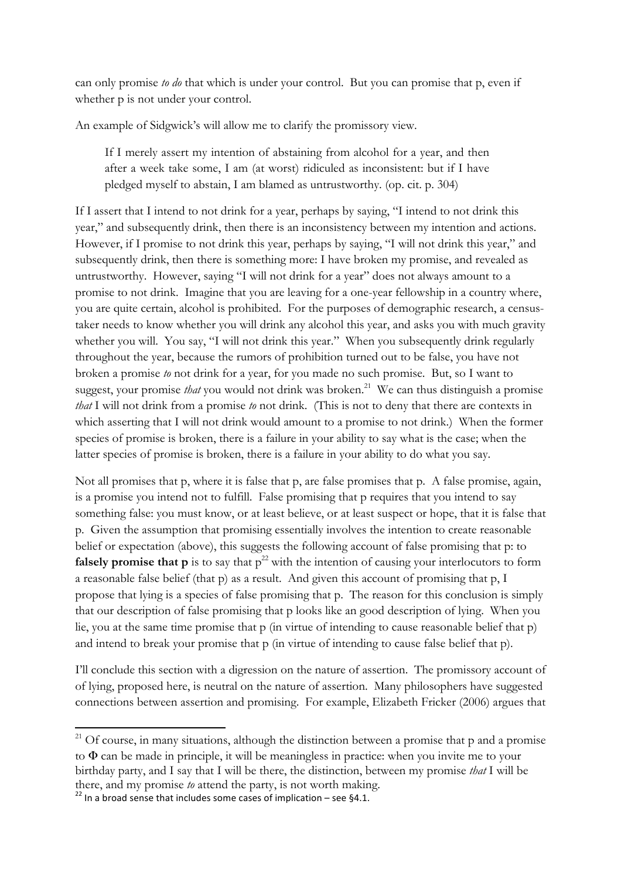can only promise *to do* that which is under your control. But you can promise that p, even if whether p is not under your control.

An example of Sidgwick's will allow me to clarify the promissory view.

> If I merely assert my intention of abstaining from alcohol for a year, and then after a week take some, I am (at worst) ridiculed as inconsistent: but if I have pledged myself to abstain, I am blamed as untrustworthy. (op. cit. p. 304)

If I assert that I intend to not drink for a year, perhaps by saying, "I intend to not drink this year," and subsequently drink, then there is an inconsistency between my intention and actions. However, if I promise to not drink this year, perhaps by saying, "I will not drink this year," and subsequently drink, then there is something more: I have broken my promise, and revealed as untrustworthy. However, saying "I will not drink for a year" does not always amount to a promise to not drink. Imagine that you are leaving for a one-year fellowship in a country where, you are quite certain, alcohol is prohibited. For the purposes of demographic research, a census-taker needs to know whether you will drink any alcohol this year, and asks you with much gravity whether you will. You say, "I will not drink this year." When you subsequently drink regularly throughout the year, because the rumors of prohibition turned out to be false, you have not broken a promise *to* not drink for a year, for you made no such promise. But, so I want to suggest, your promise *that* you would not drink was broken.[21] We can thus distinguish a promise *that* I will not drink from a promise *to* not drink. (This is not to deny that there are contexts in which asserting that I will not drink would amount to a promise to not drink.) When the former species of promise is broken, there is a failure in your ability to say what is the case; when the latter species of promise is broken, there is a failure in your ability to do what you say.

Not all promises that p, where it is false that p, are false promises that p. A false promise, again, is a promise you intend not to fulfill. False promising that p requires that you intend to say something false: you must know, or at least believe, or at least suspect or hope, that it is false that p. Given the assumption that promising essentially involves the intention to create reasonable belief or expectation (above), this suggests the following account of false promising that p: to **falsely promise that p** is to say that p[22] with the intention of causing your interlocutors to form a reasonable false belief (that p) as a result. And given this account of promising that p, I propose that lying is a species of false promising that p. The reason for this conclusion is simply that our description of false promising that p looks like an good description of lying. When you lie, you at the same time promise that p (in virtue of intending to cause reasonable belief that p) and intend to break your promise that p (in virtue of intending to cause false belief that p).

I'll conclude this section with a digression on the nature of assertion. The promissory account of of lying, proposed here, is neutral on the nature of assertion. Many philosophers have suggested connections between assertion and promising. For example, Elizabeth Fricker (2006) argues that

---

[21] Of course, in many situations, although the distinction between a promise that p and a promise to $\Phi$ can be made in principle, it will be meaningless in practice: when you invite me to your birthday party, and I say that I will be there, the distinction, between my promise *that* I will be there, and my promise *to* attend the party, is not worth making.

[22] In a broad sense that includes some cases of implication – see §4.1.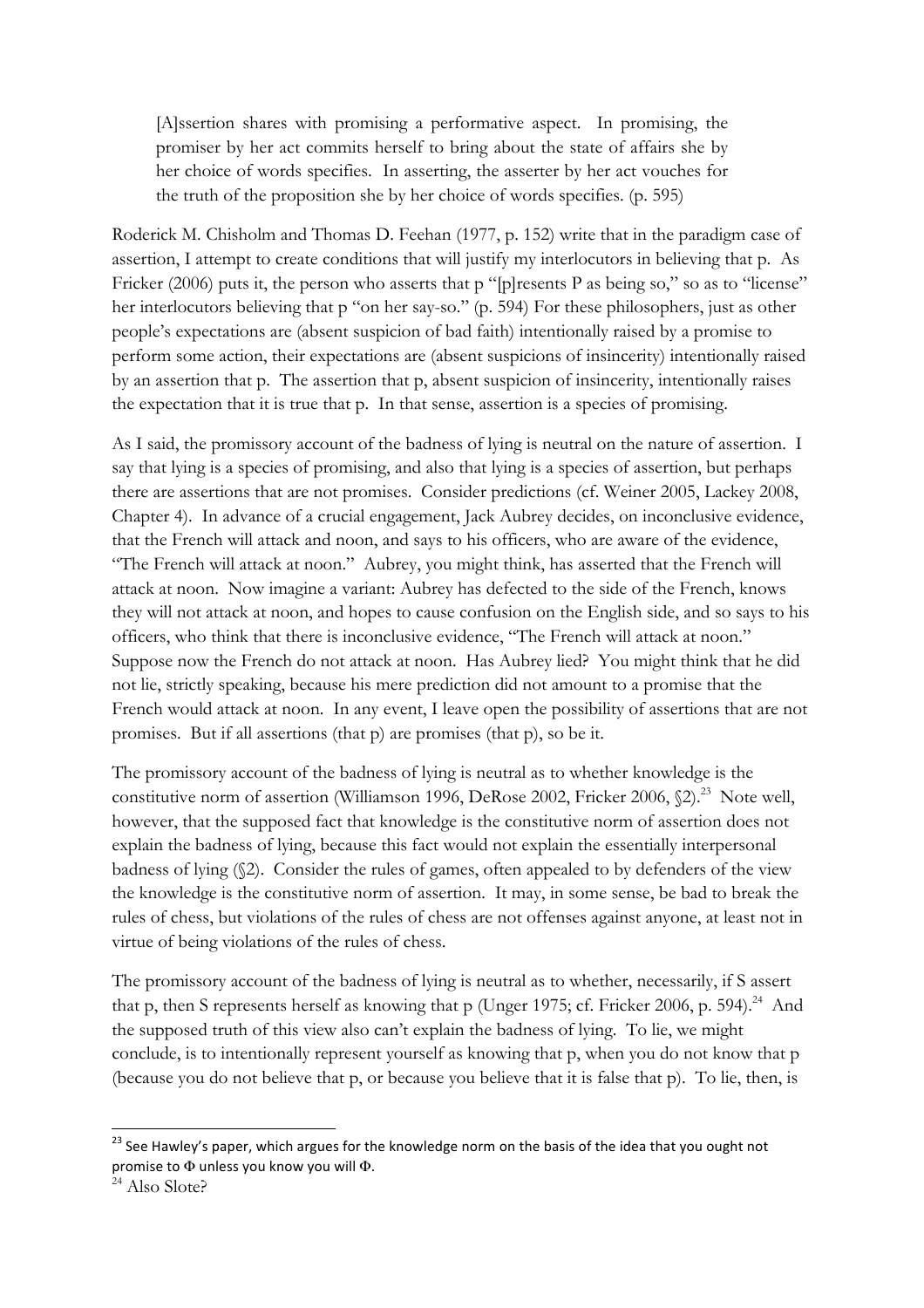> [A]ssertion shares with promising a performative aspect. In promising, the promiser by her act commits herself to bring about the state of affairs she by her choice of words specifies. In asserting, the asserter by her act vouches for the truth of the proposition she by her choice of words specifies. (p. 595)

Roderick M. Chisholm and Thomas D. Feehan (1977, p. 152) write that in the paradigm case of assertion, I attempt to create conditions that will justify my interlocutors in believing that p. As Fricker (2006) puts it, the person who asserts that p "[p]resents P as being so," so as to "license" her interlocutors believing that p "on her say-so." (p. 594) For these philosophers, just as other people's expectations are (absent suspicion of bad faith) intentionally raised by a promise to perform some action, their expectations are (absent suspicions of insincerity) intentionally raised by an assertion that p. The assertion that p, absent suspicion of insincerity, intentionally raises the expectation that it is true that p. In that sense, assertion is a species of promising.

As I said, the promissory account of the badness of lying is neutral on the nature of assertion. I say that lying is a species of promising, and also that lying is a species of assertion, but perhaps there are assertions that are not promises. Consider predictions (cf. Weiner 2005, Lackey 2008, Chapter 4). In advance of a crucial engagement, Jack Aubrey decides, on inconclusive evidence, that the French will attack and noon, and says to his officers, who are aware of the evidence, "The French will attack at noon." Aubrey, you might think, has asserted that the French will attack at noon. Now imagine a variant: Aubrey has defected to the side of the French, knows they will not attack at noon, and hopes to cause confusion on the English side, and so says to his officers, who think that there is inconclusive evidence, "The French will attack at noon." Suppose now the French do not attack at noon. Has Aubrey lied? You might think that he did not lie, strictly speaking, because his mere prediction did not amount to a promise that the French would attack at noon. In any event, I leave open the possibility of assertions that are not promises. But if all assertions (that p) are promises (that p), so be it.

The promissory account of the badness of lying is neutral as to whether knowledge is the constitutive norm of assertion (Williamson 1996, DeRose 2002, Fricker 2006, §2).[23] Note well, however, that the supposed fact that knowledge is the constitutive norm of assertion does not explain the badness of lying, because this fact would not explain the essentially interpersonal badness of lying (§2). Consider the rules of games, often appealed to by defenders of the view the knowledge is the constitutive norm of assertion. It may, in some sense, be bad to break the rules of chess, but violations of the rules of chess are not offenses against anyone, at least not in virtue of being violations of the rules of chess.

The promissory account of the badness of lying is neutral as to whether, necessarily, if S assert that p, then S represents herself as knowing that p (Unger 1975; cf. Fricker 2006, p. 594).[24] And the supposed truth of this view also can't explain the badness of lying. To lie, we might conclude, is to intentionally represent yourself as knowing that p, when you do not know that p (because you do not believe that p, or because you believe that it is false that p). To lie, then, is

---

[23] See Hawley's paper, which argues for the knowledge norm on the basis of the idea that you ought not promise to $\Phi$ unless you know you will $\Phi$.

[24] Also Slote?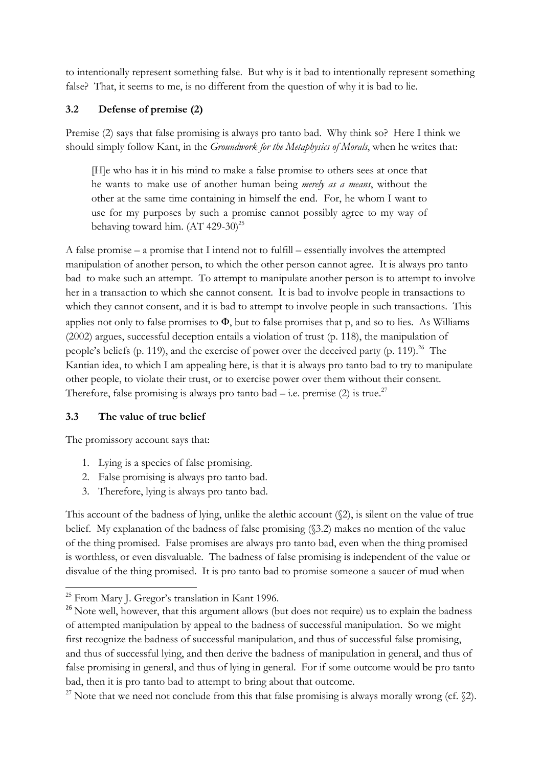to intentionally represent something false. But why is it bad to intentionally represent something false? That, it seems to me, is no different from the question of why it is bad to lie.

### 3.2 Defense of premise (2)

Premise (2) says that false promising is always pro tanto bad. Why think so? Here I think we should simply follow Kant, in the *Groundwork for the Metaphysics of Morals*, when he writes that:

> [H]e who has it in his mind to make a false promise to others sees at once that he wants to make use of another human being *merely as a means*, without the other at the same time containing in himself the end. For, he whom I want to use for my purposes by such a promise cannot possibly agree to my way of behaving toward him. (AT 429-30)[25]

A false promise – a promise that I intend not to fulfill – essentially involves the attempted manipulation of another person, to which the other person cannot agree. It is always pro tanto bad to make such an attempt. To attempt to manipulate another person is to attempt to involve her in a transaction to which she cannot consent. It is bad to involve people in transactions to which they cannot consent, and it is bad to attempt to involve people in such transactions. This applies not only to false promises to **Φ**, but to false promises that p, and so to lies. As Williams (2002) argues, successful deception entails a violation of trust (p. 118), the manipulation of people's beliefs (p. 119), and the exercise of power over the deceived party (p. 119).[26] The Kantian idea, to which I am appealing here, is that it is always pro tanto bad to try to manipulate other people, to violate their trust, or to exercise power over them without their consent. Therefore, false promising is always pro tanto bad – i.e. premise (2) is true.[27]

### 3.3 The value of true belief

The promissory account says that:

1. Lying is a species of false promising.
2. False promising is always pro tanto bad.
3. Therefore, lying is always pro tanto bad.

This account of the badness of lying, unlike the alethic account (§2), is silent on the value of true belief. My explanation of the badness of false promising (§3.2) makes no mention of the value of the thing promised. False promises are always pro tanto bad, even when the thing promised is worthless, or even disvaluable. The badness of false promising is independent of the value or disvalue of the thing promised. It is pro tanto bad to promise someone a saucer of mud when

---

[25] From Mary J. Gregor's translation in Kant 1996.

[26] Note well, however, that this argument allows (but does not require) us to explain the badness of attempted manipulation by appeal to the badness of successful manipulation. So we might first recognize the badness of successful manipulation, and thus of successful false promising, and thus of successful lying, and then derive the badness of manipulation in general, and thus of false promising in general, and thus of lying in general. For if some outcome would be pro tanto bad, then it is pro tanto bad to attempt to bring about that outcome.

[27] Note that we need not conclude from this that false promising is always morally wrong (cf. §2).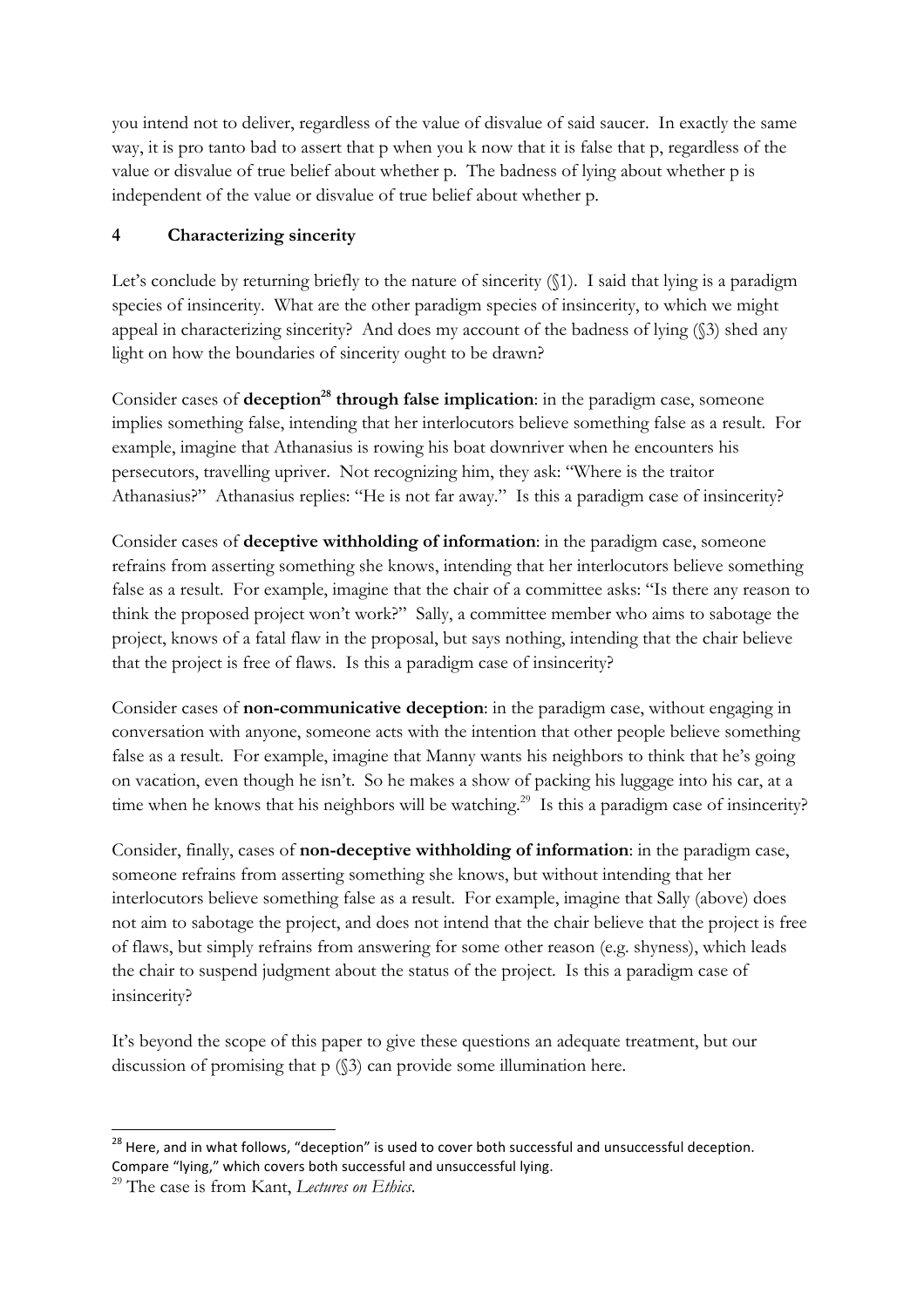you intend not to deliver, regardless of the value of disvalue of said saucer. In exactly the same way, it is pro tanto bad to assert that p when you k now that it is false that p, regardless of the value or disvalue of true belief about whether p. The badness of lying about whether p is independent of the value or disvalue of true belief about whether p.

## 4 Characterizing sincerity

Let's conclude by returning briefly to the nature of sincerity (§1). I said that lying is a paradigm species of insincerity. What are the other paradigm species of insincerity, to which we might appeal in characterizing sincerity? And does my account of the badness of lying (§3) shed any light on how the boundaries of sincerity ought to be drawn?

Consider cases of **deception**[28] **through false implication**: in the paradigm case, someone implies something false, intending that her interlocutors believe something false as a result. For example, imagine that Athanasius is rowing his boat downriver when he encounters his persecutors, travelling upriver. Not recognizing him, they ask: "Where is the traitor Athanasius?" Athanasius replies: "He is not far away." Is this a paradigm case of insincerity?

Consider cases of **deceptive withholding of information**: in the paradigm case, someone refrains from asserting something she knows, intending that her interlocutors believe something false as a result. For example, imagine that the chair of a committee asks: "Is there any reason to think the proposed project won't work?" Sally, a committee member who aims to sabotage the project, knows of a fatal flaw in the proposal, but says nothing, intending that the chair believe that the project is free of flaws. Is this a paradigm case of insincerity?

Consider cases of **non-communicative deception**: in the paradigm case, without engaging in conversation with anyone, someone acts with the intention that other people believe something false as a result. For example, imagine that Manny wants his neighbors to think that he's going on vacation, even though he isn't. So he makes a show of packing his luggage into his car, at a time when he knows that his neighbors will be watching.[29] Is this a paradigm case of insincerity?

Consider, finally, cases of **non-deceptive withholding of information**: in the paradigm case, someone refrains from asserting something she knows, but without intending that her interlocutors believe something false as a result. For example, imagine that Sally (above) does not aim to sabotage the project, and does not intend that the chair believe that the project is free of flaws, but simply refrains from answering for some other reason (e.g. shyness), which leads the chair to suspend judgment about the status of the project. Is this a paradigm case of insincerity?

It's beyond the scope of this paper to give these questions an adequate treatment, but our discussion of promising that p (§3) can provide some illumination here.

---

[28] Here, and in what follows, "deception" is used to cover both successful and unsuccessful deception. Compare "lying," which covers both successful and unsuccessful lying.

[29] The case is from Kant, *Lectures on Ethics*.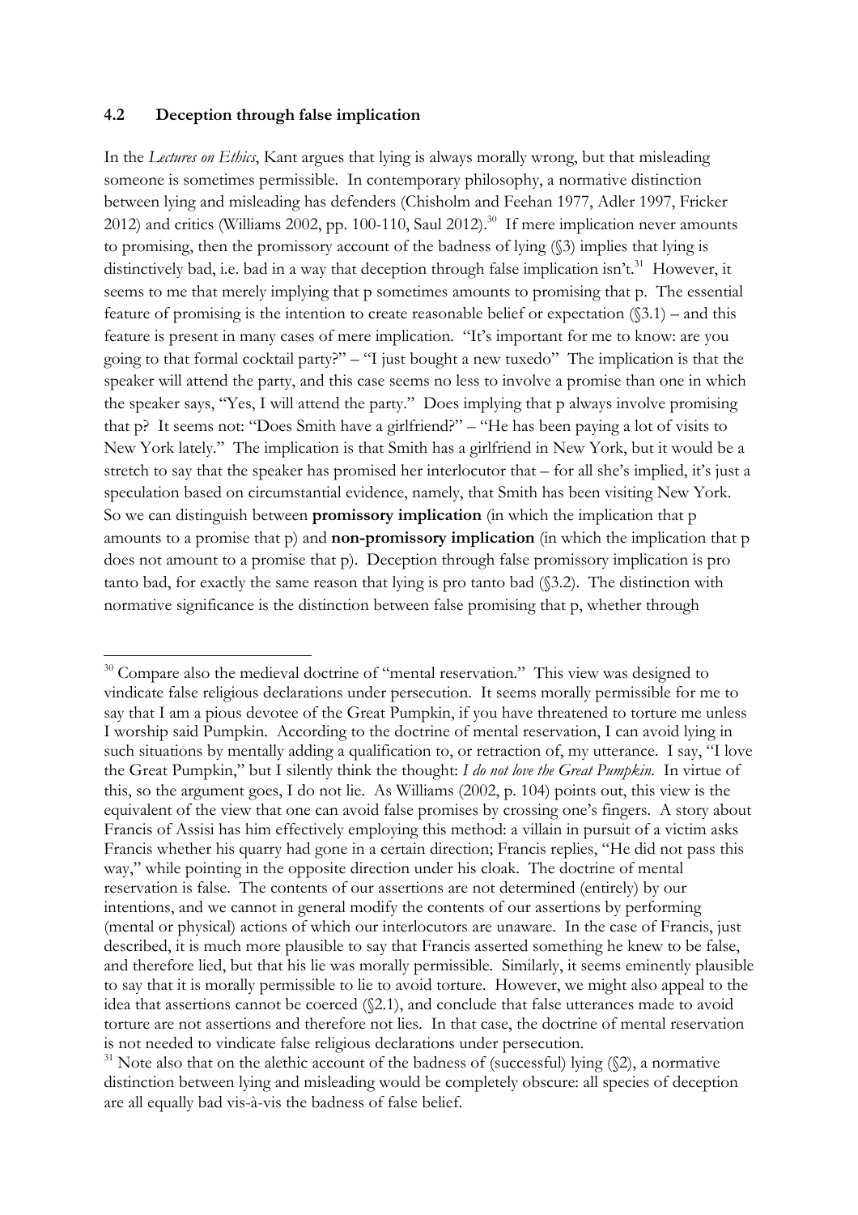### 4.2 Deception through false implication

In the *Lectures on Ethics*, Kant argues that lying is always morally wrong, but that misleading someone is sometimes permissible. In contemporary philosophy, a normative distinction between lying and misleading has defenders (Chisholm and Feehan 1977, Adler 1997, Fricker 2012) and critics (Williams 2002, pp. 100-110, Saul 2012).[30] If mere implication never amounts to promising, then the promissory account of the badness of lying (§3) implies that lying is distinctively bad, i.e. bad in a way that deception through false implication isn't.[31] However, it seems to me that merely implying that p sometimes amounts to promising that p. The essential feature of promising is the intention to create reasonable belief or expectation (§3.1) – and this feature is present in many cases of mere implication. "It's important for me to know: are you going to that formal cocktail party?" – "I just bought a new tuxedo" The implication is that the speaker will attend the party, and this case seems no less to involve a promise than one in which the speaker says, "Yes, I will attend the party." Does implying that p always involve promising that p? It seems not: "Does Smith have a girlfriend?" – "He has been paying a lot of visits to New York lately." The implication is that Smith has a girlfriend in New York, but it would be a stretch to say that the speaker has promised her interlocutor that – for all she's implied, it's just a speculation based on circumstantial evidence, namely, that Smith has been visiting New York. So we can distinguish between **promissory implication** (in which the implication that p amounts to a promise that p) and **non-promissory implication** (in which the implication that p does not amount to a promise that p). Deception through false promissory implication is pro tanto bad, for exactly the same reason that lying is pro tanto bad (§3.2). The distinction with normative significance is the distinction between false promising that p, whether through

[30] Compare also the medieval doctrine of "mental reservation." This view was designed to vindicate false religious declarations under persecution. It seems morally permissible for me to say that I am a pious devotee of the Great Pumpkin, if you have threatened to torture me unless I worship said Pumpkin. According to the doctrine of mental reservation, I can avoid lying in such situations by mentally adding a qualification to, or retraction of, my utterance. I say, "I love the Great Pumpkin," but I silently think the thought: *I do not love the Great Pumpkin*. In virtue of this, so the argument goes, I do not lie. As Williams (2002, p. 104) points out, this view is the equivalent of the view that one can avoid false promises by crossing one's fingers. A story about Francis of Assisi has him effectively employing this method: a villain in pursuit of a victim asks Francis whether his quarry had gone in a certain direction; Francis replies, "He did not pass this way," while pointing in the opposite direction under his cloak. The doctrine of mental reservation is false. The contents of our assertions are not determined (entirely) by our intentions, and we cannot in general modify the contents of our assertions by performing (mental or physical) actions of which our interlocutors are unaware. In the case of Francis, just described, it is much more plausible to say that Francis asserted something he knew to be false, and therefore lied, but that his lie was morally permissible. Similarly, it seems eminently plausible to say that it is morally permissible to lie to avoid torture. However, we might also appeal to the idea that assertions cannot be coerced (§2.1), and conclude that false utterances made to avoid torture are not assertions and therefore not lies. In that case, the doctrine of mental reservation is not needed to vindicate false religious declarations under persecution.

[31] Note also that on the alethic account of the badness of (successful) lying (§2), a normative distinction between lying and misleading would be completely obscure: all species of deception are all equally bad vis-à-vis the badness of false belief.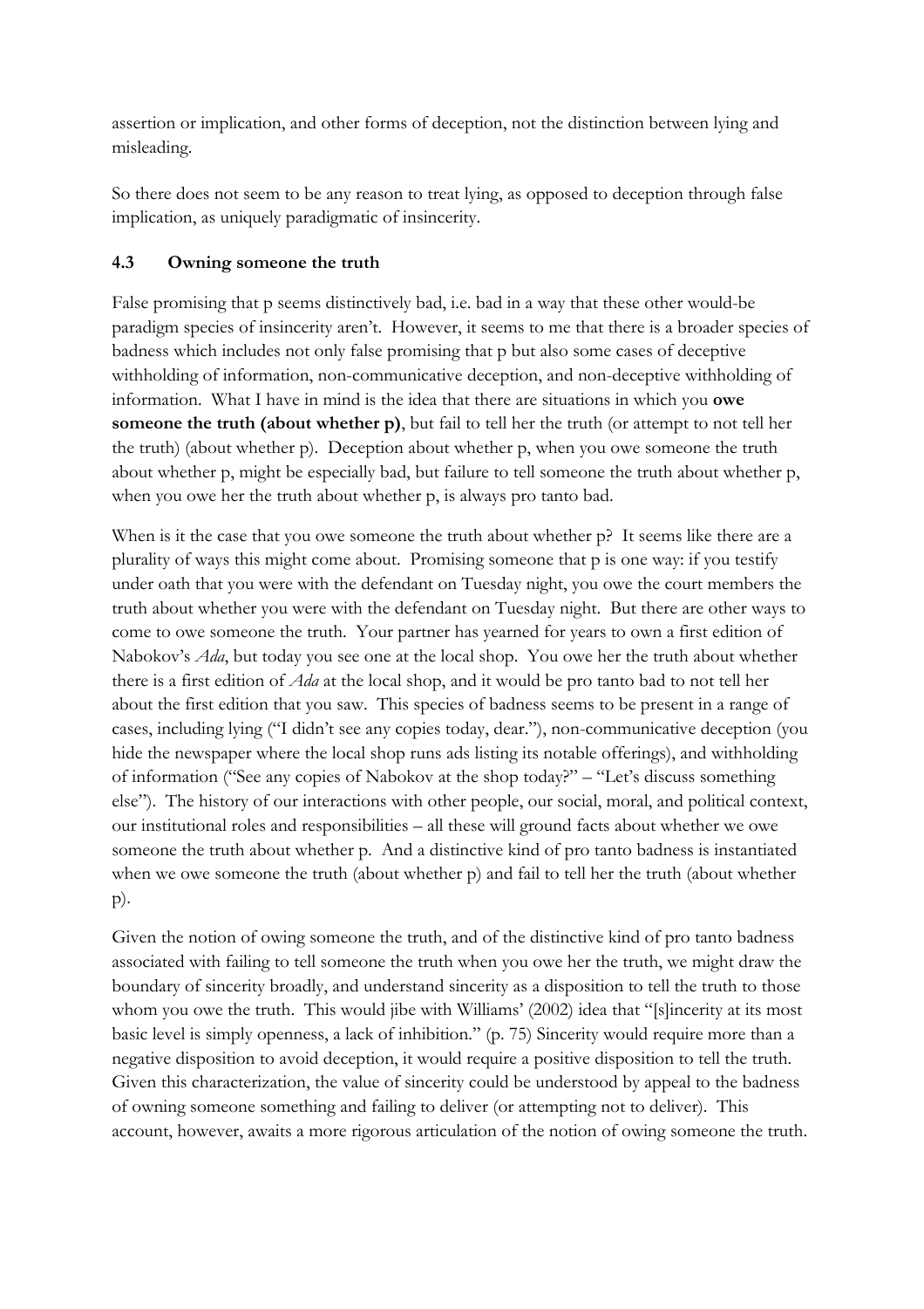assertion or implication, and other forms of deception, not the distinction between lying and misleading.

So there does not seem to be any reason to treat lying, as opposed to deception through false implication, as uniquely paradigmatic of insincerity.

### 4.3 Owning someone the truth

False promising that p seems distinctively bad, i.e. bad in a way that these other would-be paradigm species of insincerity aren't. However, it seems to me that there is a broader species of badness which includes not only false promising that p but also some cases of deceptive withholding of information, non-communicative deception, and non-deceptive withholding of information. What I have in mind is the idea that there are situations in which you **owe someone the truth (about whether p)**, but fail to tell her the truth (or attempt to not tell her the truth) (about whether p). Deception about whether p, when you owe someone the truth about whether p, might be especially bad, but failure to tell someone the truth about whether p, when you owe her the truth about whether p, is always pro tanto bad.

When is it the case that you owe someone the truth about whether p? It seems like there are a plurality of ways this might come about. Promising someone that p is one way: if you testify under oath that you were with the defendant on Tuesday night, you owe the court members the truth about whether you were with the defendant on Tuesday night. But there are other ways to come to owe someone the truth. Your partner has yearned for years to own a first edition of Nabokov's *Ada*, but today you see one at the local shop. You owe her the truth about whether there is a first edition of *Ada* at the local shop, and it would be pro tanto bad to not tell her about the first edition that you saw. This species of badness seems to be present in a range of cases, including lying ("I didn't see any copies today, dear."), non-communicative deception (you hide the newspaper where the local shop runs ads listing its notable offerings), and withholding of information ("See any copies of Nabokov at the shop today?" – "Let's discuss something else"). The history of our interactions with other people, our social, moral, and political context, our institutional roles and responsibilities – all these will ground facts about whether we owe someone the truth about whether p. And a distinctive kind of pro tanto badness is instantiated when we owe someone the truth (about whether p) and fail to tell her the truth (about whether p).

Given the notion of owing someone the truth, and of the distinctive kind of pro tanto badness associated with failing to tell someone the truth when you owe her the truth, we might draw the boundary of sincerity broadly, and understand sincerity as a disposition to tell the truth to those whom you owe the truth. This would jibe with Williams' (2002) idea that "[s]incerity at its most basic level is simply openness, a lack of inhibition." (p. 75) Sincerity would require more than a negative disposition to avoid deception, it would require a positive disposition to tell the truth. Given this characterization, the value of sincerity could be understood by appeal to the badness of owning someone something and failing to deliver (or attempting not to deliver). This account, however, awaits a more rigorous articulation of the notion of owing someone the truth.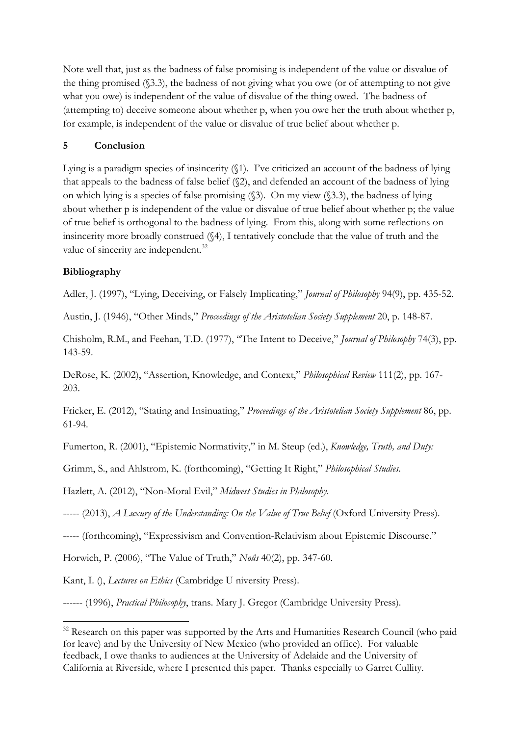Note well that, just as the badness of false promising is independent of the value or disvalue of the thing promised (§3.3), the badness of not giving what you owe (or of attempting to not give what you owe) is independent of the value of disvalue of the thing owed. The badness of (attempting to) deceive someone about whether p, when you owe her the truth about whether p, for example, is independent of the value or disvalue of true belief about whether p.

## 5 Conclusion

Lying is a paradigm species of insincerity (§1). I've criticized an account of the badness of lying that appeals to the badness of false belief (§2), and defended an account of the badness of lying on which lying is a species of false promising (§3). On my view (§3.3), the badness of lying about whether p is independent of the value or disvalue of true belief about whether p; the value of true belief is orthogonal to the badness of lying. From this, along with some reflections on insincerity more broadly construed (§4), I tentatively conclude that the value of truth and the value of sincerity are independent.[32]

## Bibliography

Adler, J. (1997), "Lying, Deceiving, or Falsely Implicating," *Journal of Philosophy* 94(9), pp. 435-52.

Austin, J. (1946), "Other Minds," *Proceedings of the Aristotelian Society Supplement* 20, p. 148-87.

Chisholm, R.M., and Feehan, T.D. (1977), "The Intent to Deceive," *Journal of Philosophy* 74(3), pp. 143-59.

DeRose, K. (2002), "Assertion, Knowledge, and Context," *Philosophical Review* 111(2), pp. 167-203.

Fricker, E. (2012), "Stating and Insinuating," *Proceedings of the Aristotelian Society Supplement* 86, pp. 61-94.

Fumerton, R. (2001), "Epistemic Normativity," in M. Steup (ed.), *Knowledge, Truth, and Duty:*

Grimm, S., and Ahlstrom, K. (forthcoming), "Getting It Right," *Philosophical Studies*.

Hazlett, A. (2012), "Non-Moral Evil," *Midwest Studies in Philosophy*.

----- (2013), *A Luxury of the Understanding: On the Value of True Belief* (Oxford University Press).

----- (forthcoming), "Expressivism and Convention-Relativism about Epistemic Discourse."

Horwich, P. (2006), "The Value of Truth," *Noûs* 40(2), pp. 347-60.

Kant, I. (), *Lectures on Ethics* (Cambridge U niversity Press).

------ (1996), *Practical Philosophy*, trans. Mary J. Gregor (Cambridge University Press).

[32] Research on this paper was supported by the Arts and Humanities Research Council (who paid for leave) and by the University of New Mexico (who provided an office). For valuable feedback, I owe thanks to audiences at the University of Adelaide and the University of California at Riverside, where I presented this paper. Thanks especially to Garret Cullity.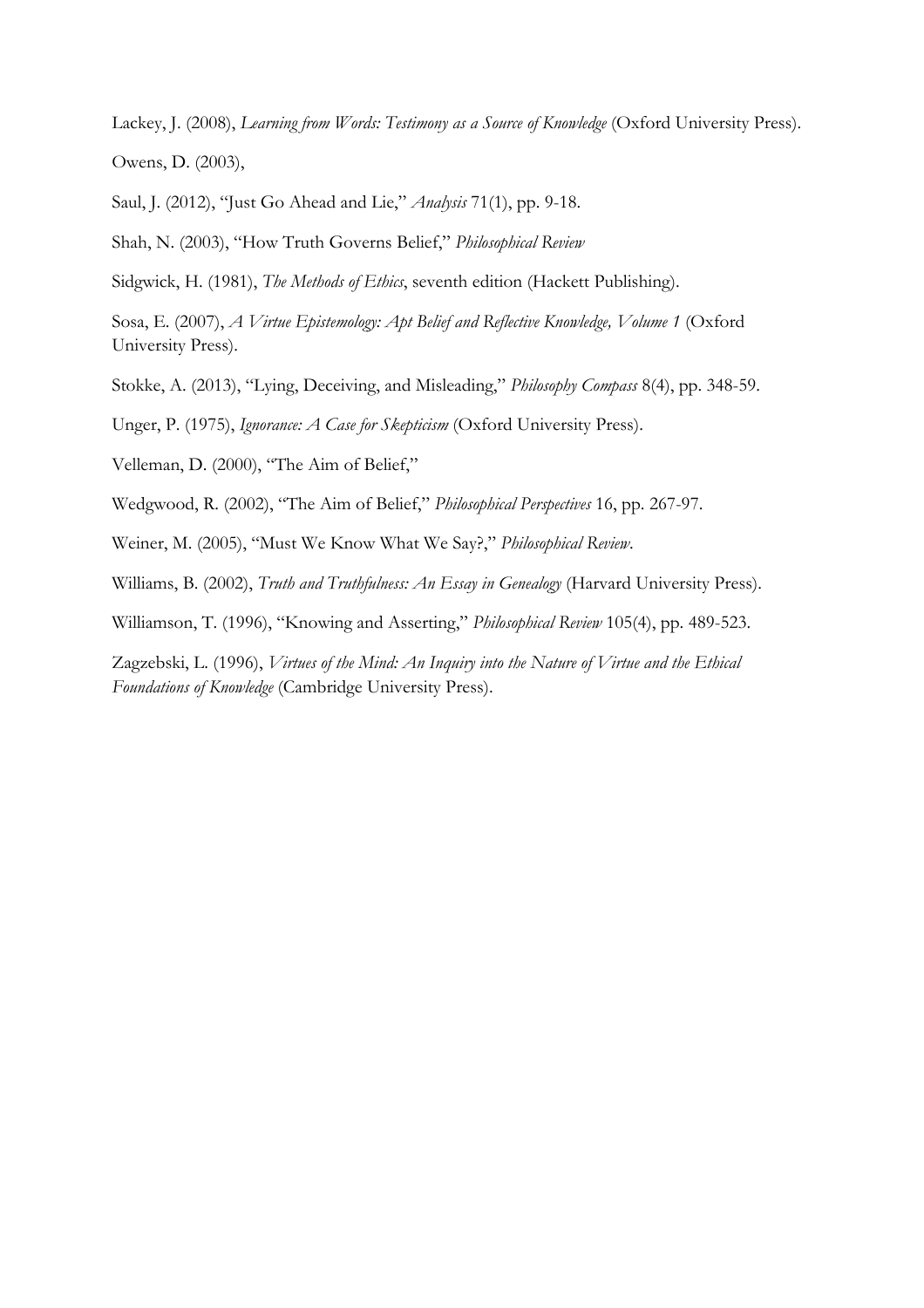Lackey, J. (2008), *Learning from Words: Testimony as a Source of Knowledge* (Oxford University Press).

Owens, D. (2003),

Saul, J. (2012), "Just Go Ahead and Lie," *Analysis* 71(1), pp. 9-18.

Shah, N. (2003), "How Truth Governs Belief," *Philosophical Review*

Sidgwick, H. (1981), *The Methods of Ethics*, seventh edition (Hackett Publishing).

Sosa, E. (2007), *A Virtue Epistemology: Apt Belief and Reflective Knowledge, Volume 1* (Oxford University Press).

Stokke, A. (2013), "Lying, Deceiving, and Misleading," *Philosophy Compass* 8(4), pp. 348-59.

Unger, P. (1975), *Ignorance: A Case for Skepticism* (Oxford University Press).

Velleman, D. (2000), "The Aim of Belief,"

Wedgwood, R. (2002), "The Aim of Belief," *Philosophical Perspectives* 16, pp. 267-97.

Weiner, M. (2005), "Must We Know What We Say?," *Philosophical Review*.

Williams, B. (2002), *Truth and Truthfulness: An Essay in Genealogy* (Harvard University Press).

Williamson, T. (1996), "Knowing and Asserting," *Philosophical Review* 105(4), pp. 489-523.

Zagzebski, L. (1996), *Virtues of the Mind: An Inquiry into the Nature of Virtue and the Ethical Foundations of Knowledge* (Cambridge University Press).